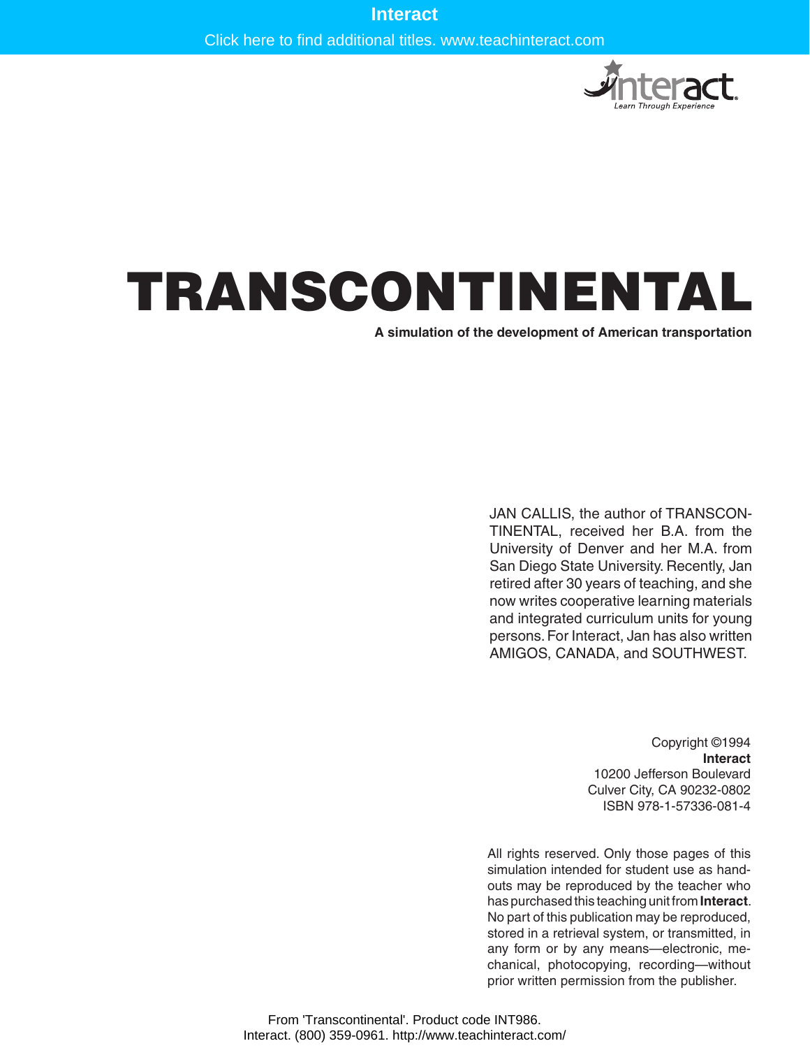Interact

Click here to find additional titles. www.teachinteract.com

# TRANSCONTINENTAL

**A simulation of the development of American transportation**

JAN CALLIS, the author of TRANSCONTINENTAL, received her B.A. from the University of Denver and her M.A. from San Diego State University. Recently, Jan retired after 30 years of teaching, and she now writes cooperative learning materials and integrated curriculum units for young persons. For Interact, Jan has also written AMIGOS, CANADA, and SOUTHWEST.

Copyright ©1994
**Interact**
10200 Jefferson Boulevard
Culver City, CA 90232-0802
ISBN 978-1-57336-081-4

All rights reserved. Only those pages of this simulation intended for student use as handouts may be reproduced by the teacher who has purchased this teaching unit from **Interact**. No part of this publication may be reproduced, stored in a retrieval system, or transmitted, in any form or by any means—electronic, mechanical, photocopying, recording—without prior written permission from the publisher.

From 'Transcontinental'. Product code INT986.
Interact. (800) 359-0961. http://www.teachinteract.com/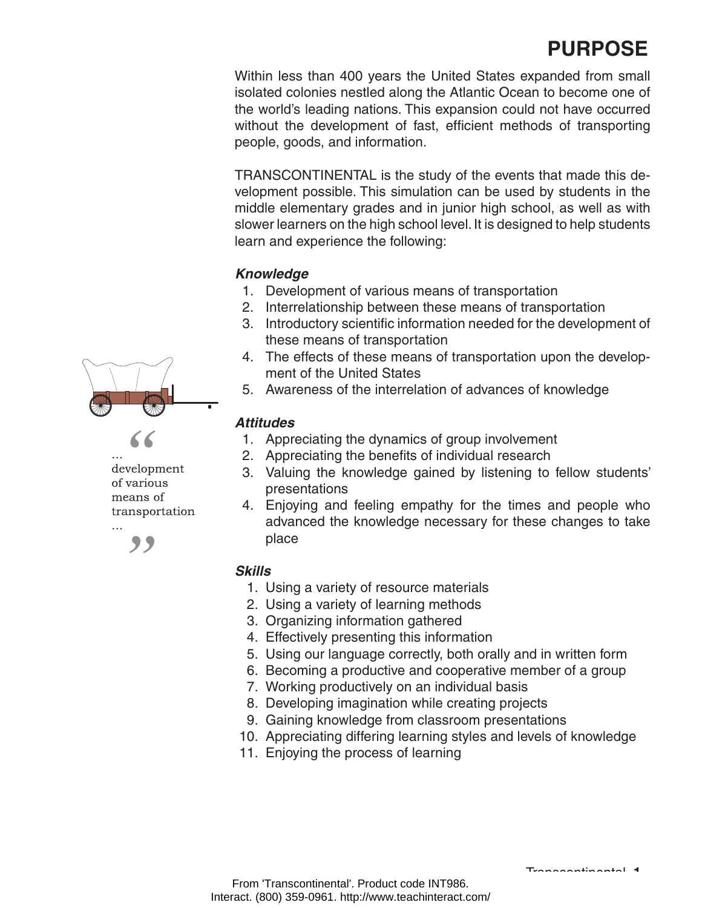# PURPOSE

Within less than 400 years the United States expanded from small isolated colonies nestled along the Atlantic Ocean to become one of the world's leading nations. This expansion could not have occurred without the development of fast, efficient methods of transporting people, goods, and information.

TRANSCONTINENTAL is the study of the events that made this development possible. This simulation can be used by students in the middle elementary grades and in junior high school, as well as with slower learners on the high school level. It is designed to help students learn and experience the following:

"... development of various means of transportation ..."

***Knowledge***

1. Development of various means of transportation
2. Interrelationship between these means of transportation
3. Introductory scientific information needed for the development of these means of transportation
4. The effects of these means of transportation upon the development of the United States
5. Awareness of the interrelation of advances of knowledge

***Attitudes***

1. Appreciating the dynamics of group involvement
2. Appreciating the benefits of individual research
3. Valuing the knowledge gained by listening to fellow students' presentations
4. Enjoying and feeling empathy for the times and people who advanced the knowledge necessary for these changes to take place

***Skills***

1. Using a variety of resource materials
2. Using a variety of learning methods
3. Organizing information gathered
4. Effectively presenting this information
5. Using our language correctly, both orally and in written form
6. Becoming a productive and cooperative member of a group
7. Working productively on an individual basis
8. Developing imagination while creating projects
9. Gaining knowledge from classroom presentations
10. Appreciating differing learning styles and levels of knowledge
11. Enjoying the process of learning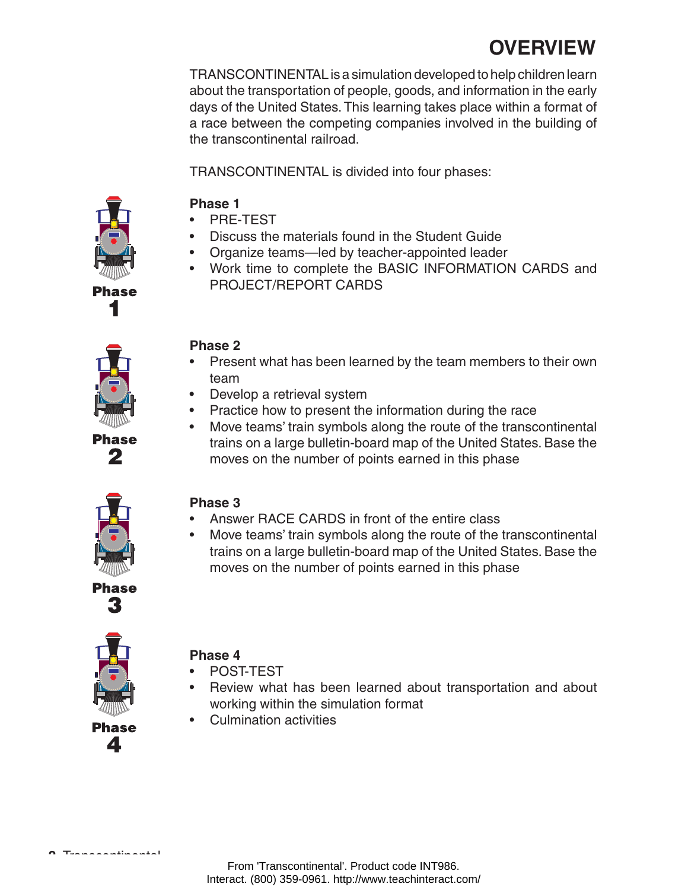# OVERVIEW

TRANSCONTINENTAL is a simulation developed to help children learn about the transportation of people, goods, and information in the early days of the United States. This learning takes place within a format of a race between the competing companies involved in the building of the transcontinental railroad.

TRANSCONTINENTAL is divided into four phases:

**Phase 1**

- PRE-TEST
- Discuss the materials found in the Student Guide
- Organize teams—led by teacher-appointed leader
- Work time to complete the BASIC INFORMATION CARDS and PROJECT/REPORT CARDS

**Phase 2**

- Present what has been learned by the team members to their own team
- Develop a retrieval system
- Practice how to present the information during the race
- Move teams' train symbols along the route of the transcontinental trains on a large bulletin-board map of the United States. Base the moves on the number of points earned in this phase

**Phase 3**

- Answer RACE CARDS in front of the entire class
- Move teams' train symbols along the route of the transcontinental trains on a large bulletin-board map of the United States. Base the moves on the number of points earned in this phase

**Phase 4**

- POST-TEST
- Review what has been learned about transportation and about working within the simulation format
- Culmination activities

From 'Transcontinental'. Product code INT986.
Interact. (800) 359-0961. http://www.teachinteract.com/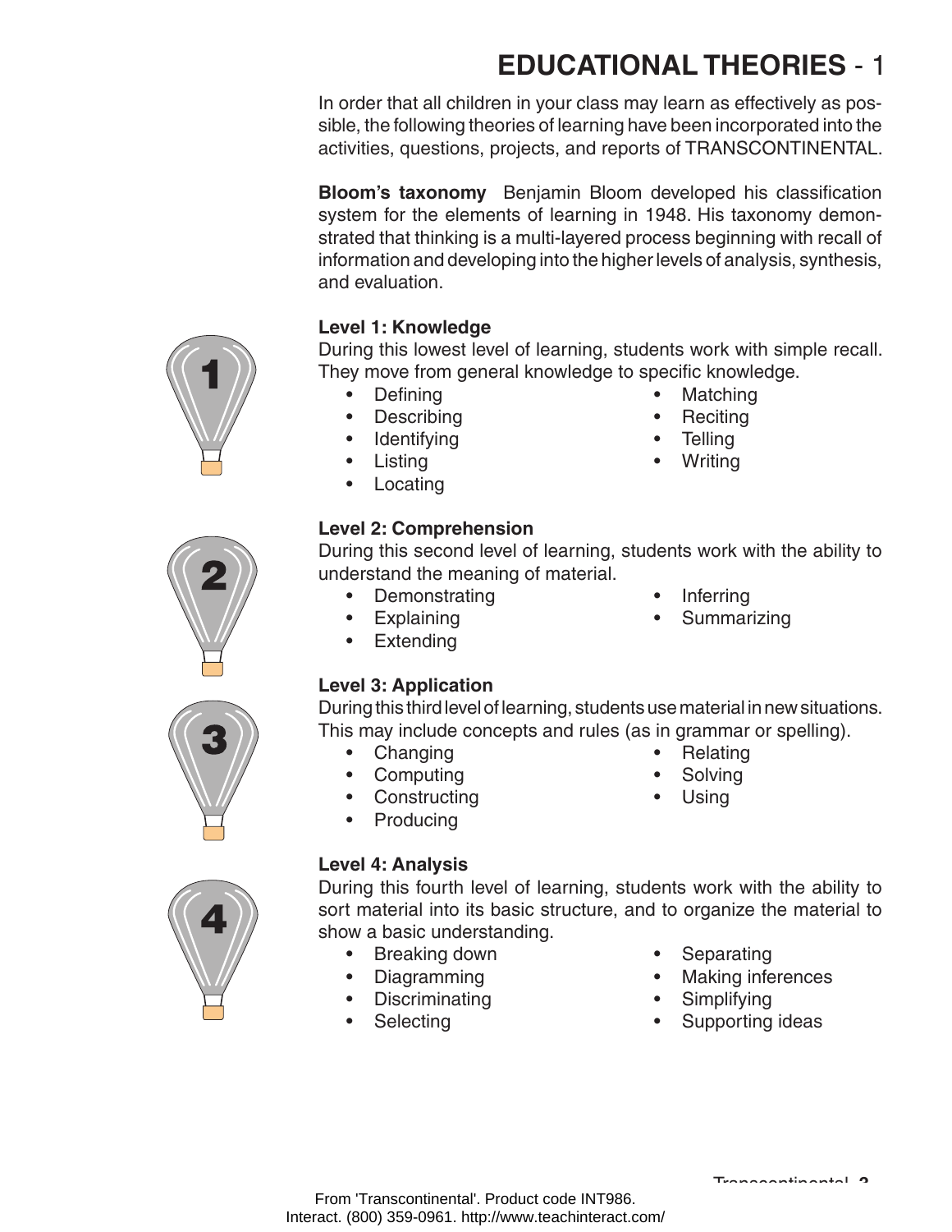# EDUCATIONAL THEORIES - 1

In order that all children in your class may learn as effectively as possible, the following theories of learning have been incorporated into the activities, questions, projects, and reports of TRANSCONTINENTAL.

**Bloom's taxonomy** Benjamin Bloom developed his classification system for the elements of learning in 1948. His taxonomy demonstrated that thinking is a multi-layered process beginning with recall of information and developing into the higher levels of analysis, synthesis, and evaluation.

### Level 1: Knowledge

During this lowest level of learning, students work with simple recall. They move from general knowledge to specific knowledge.

- Defining
- Describing
- Identifying
- Listing
- Locating
- Matching
- Reciting
- Telling
- Writing

### Level 2: Comprehension

During this second level of learning, students work with the ability to understand the meaning of material.

- Demonstrating
- Explaining
- Extending
- Inferring
- Summarizing

### Level 3: Application

During this third level of learning, students use material in new situations. This may include concepts and rules (as in grammar or spelling).

- Changing
- Computing
- Constructing
- Producing
- Relating
- Solving
- Using

### Level 4: Analysis

During this fourth level of learning, students work with the ability to sort material into its basic structure, and to organize the material to show a basic understanding.

- Breaking down
- Diagramming
- Discriminating
- Selecting
- Separating
- Making inferences
- Simplifying
- Supporting ideas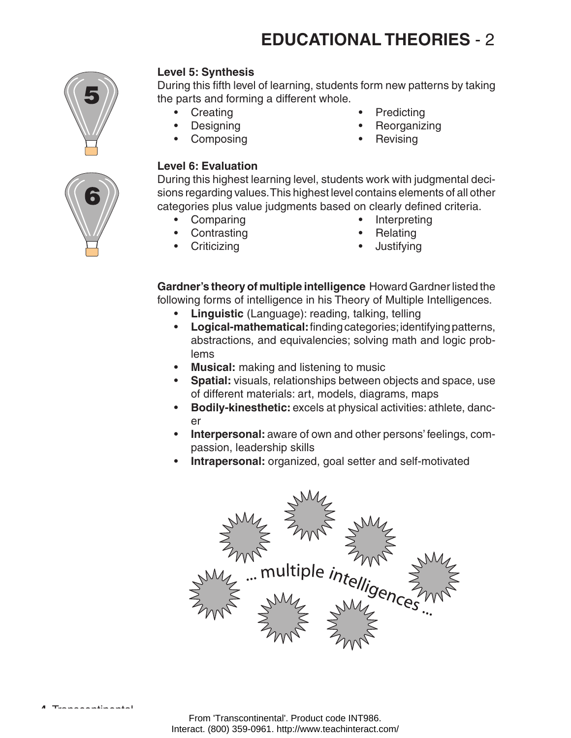# EDUCATIONAL THEORIES - 2

**Level 5: Synthesis**

During this fifth level of learning, students form new patterns by taking the parts and forming a different whole.

- Creating
- Designing
- Composing
- Predicting
- Reorganizing
- Revising

**Level 6: Evaluation**

During this highest learning level, students work with judgmental decisions regarding values. This highest level contains elements of all other categories plus value judgments based on clearly defined criteria.

- Comparing
- Contrasting
- Criticizing
- Interpreting
- Relating
- Justifying

**Gardner's theory of multiple intelligence** Howard Gardner listed the following forms of intelligence in his Theory of Multiple Intelligences.

- **Linguistic** (Language): reading, talking, telling
- **Logical-mathematical:** finding categories; identifying patterns, abstractions, and equivalencies; solving math and logic problems
- **Musical:** making and listening to music
- **Spatial:** visuals, relationships between objects and space, use of different materials: art, models, diagrams, maps
- **Bodily-kinesthetic:** excels at physical activities: athlete, dancer
- **Interpersonal:** aware of own and other persons' feelings, compassion, leadership skills
- **Intrapersonal:** organized, goal setter and self-motivated

... multiple intelligences ...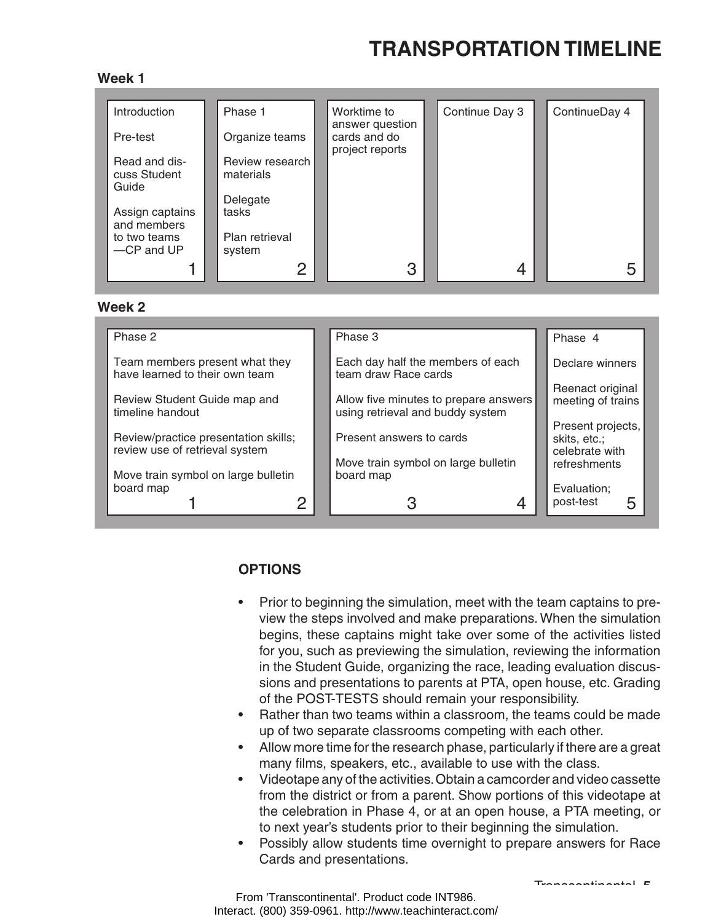# TRANSPORTATION TIMELINE

**Week 1**

| Day 1 | Day 2 | Day 3 | Day 4 | Day 5 |
|---|---|---|---|---|
| Introduction<br><br>Pre-test<br><br>Read and discuss Student Guide<br><br>Assign captains and members to two teams —CP and UP | Phase 1<br><br>Organize teams<br><br>Review research materials<br><br>Delegate tasks<br><br>Plan retrieval system | Worktime to answer question cards and do project reports | Continue Day 3 | ContinueDay 4 |

**Week 2**

| Days 1–2 | Days 3–4 | Day 5 |
|---|---|---|
| Phase 2<br><br>Team members present what they have learned to their own team<br><br>Review Student Guide map and timeline handout<br><br>Review/practice presentation skills; review use of retrieval system<br><br>Move train symbol on large bulletin board map | Phase 3<br><br>Each day half the members of each team draw Race cards<br><br>Allow five minutes to prepare answers using retrieval and buddy system<br><br>Present answers to cards<br><br>Move train symbol on large bulletin board map | Phase 4<br><br>Declare winners<br><br>Reenact original meeting of trains<br><br>Present projects, skits, etc.; celebrate with refreshments<br><br>Evaluation; post-test |

**OPTIONS**

- Prior to beginning the simulation, meet with the team captains to preview the steps involved and make preparations. When the simulation begins, these captains might take over some of the activities listed for you, such as previewing the simulation, reviewing the information in the Student Guide, organizing the race, leading evaluation discussions and presentations to parents at PTA, open house, etc. Grading of the POST-TESTS should remain your responsibility.
- Rather than two teams within a classroom, the teams could be made up of two separate classrooms competing with each other.
- Allow more time for the research phase, particularly if there are a great many films, speakers, etc., available to use with the class.
- Videotape any of the activities. Obtain a camcorder and video cassette from the district or from a parent. Show portions of this videotape at the celebration in Phase 4, or at an open house, a PTA meeting, or to next year's students prior to their beginning the simulation.
- Possibly allow students time overnight to prepare answers for Race Cards and presentations.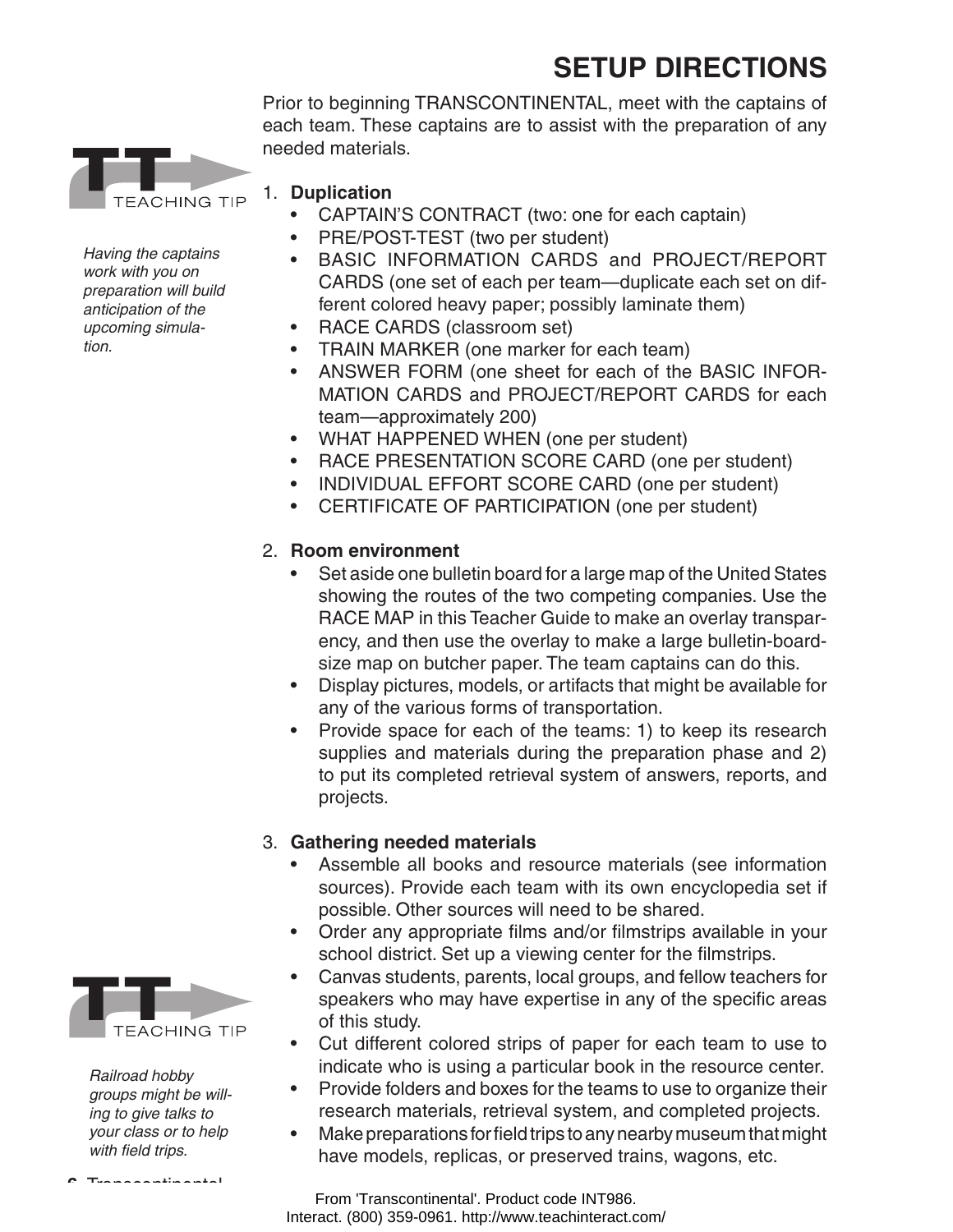# SETUP DIRECTIONS

Prior to beginning TRANSCONTINENTAL, meet with the captains of each team. These captains are to assist with the preparation of any needed materials.

TEACHING TIP

*Having the captains work with you on preparation will build anticipation of the upcoming simulation.*

1. **Duplication**
   - CAPTAIN'S CONTRACT (two: one for each captain)
   - PRE/POST-TEST (two per student)
   - BASIC INFORMATION CARDS and PROJECT/REPORT CARDS (one set of each per team—duplicate each set on different colored heavy paper; possibly laminate them)
   - RACE CARDS (classroom set)
   - TRAIN MARKER (one marker for each team)
   - ANSWER FORM (one sheet for each of the BASIC INFORMATION CARDS and PROJECT/REPORT CARDS for each team—approximately 200)
   - WHAT HAPPENED WHEN (one per student)
   - RACE PRESENTATION SCORE CARD (one per student)
   - INDIVIDUAL EFFORT SCORE CARD (one per student)
   - CERTIFICATE OF PARTICIPATION (one per student)

2. **Room environment**
   - Set aside one bulletin board for a large map of the United States showing the routes of the two competing companies. Use the RACE MAP in this Teacher Guide to make an overlay transparency, and then use the overlay to make a large bulletin-board-size map on butcher paper. The team captains can do this.
   - Display pictures, models, or artifacts that might be available for any of the various forms of transportation.
   - Provide space for each of the teams: 1) to keep its research supplies and materials during the preparation phase and 2) to put its completed retrieval system of answers, reports, and projects.

3. **Gathering needed materials**
   - Assemble all books and resource materials (see information sources). Provide each team with its own encyclopedia set if possible. Other sources will need to be shared.
   - Order any appropriate films and/or filmstrips available in your school district. Set up a viewing center for the filmstrips.
   - Canvas students, parents, local groups, and fellow teachers for speakers who may have expertise in any of the specific areas of this study.
   - Cut different colored strips of paper for each team to use to indicate who is using a particular book in the resource center.
   - Provide folders and boxes for the teams to use to organize their research materials, retrieval system, and completed projects.
   - Make preparations for field trips to any nearby museum that might have models, replicas, or preserved trains, wagons, etc.

TEACHING TIP

*Railroad hobby groups might be willing to give talks to your class or to help with field trips.*

From 'Transcontinental'. Product code INT986.
Interact. (800) 359-0961. http://www.teachinteract.com/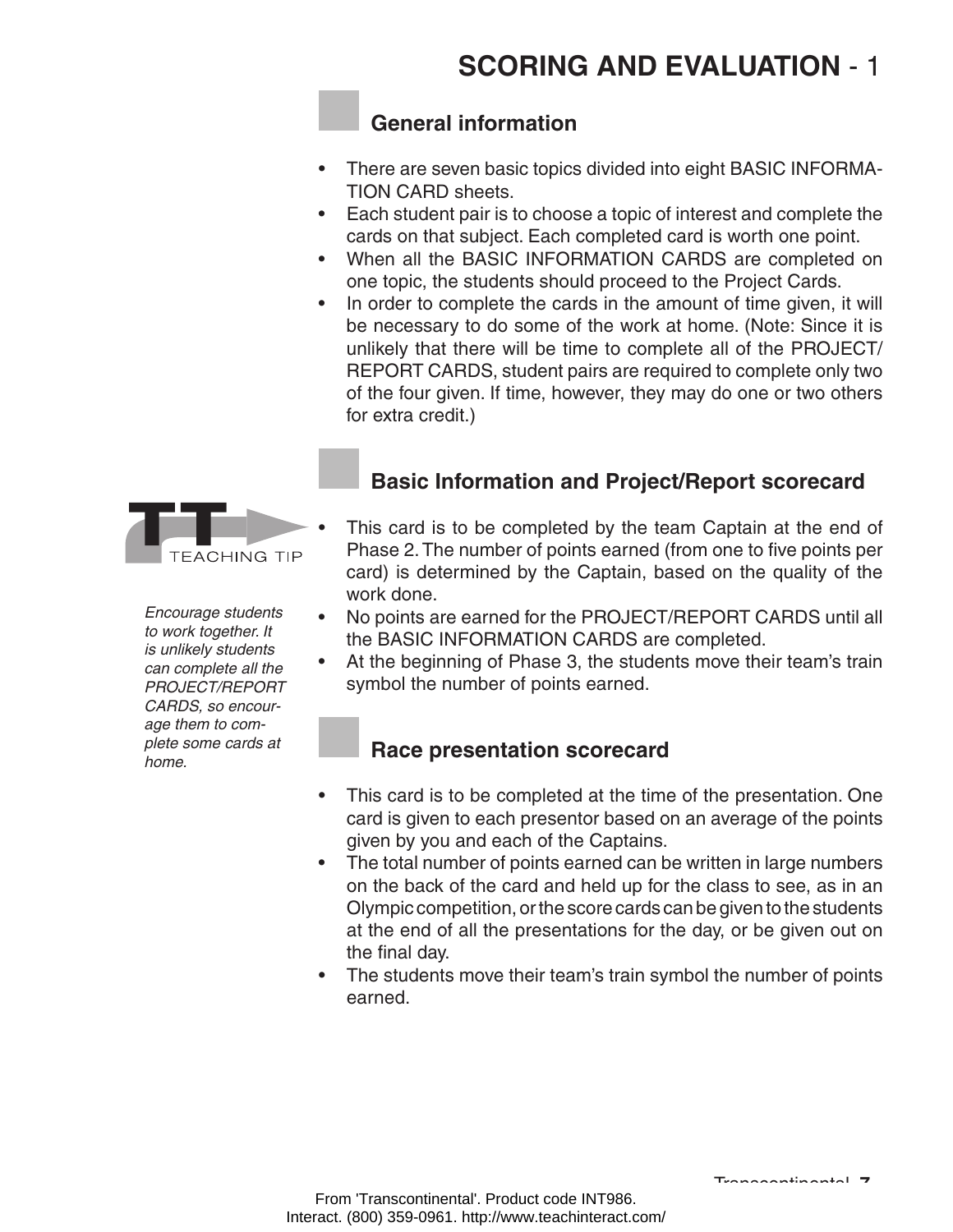# SCORING AND EVALUATION - 1

## General information

- There are seven basic topics divided into eight BASIC INFORMATION CARD sheets.
- Each student pair is to choose a topic of interest and complete the cards on that subject. Each completed card is worth one point.
- When all the BASIC INFORMATION CARDS are completed on one topic, the students should proceed to the Project Cards.
- In order to complete the cards in the amount of time given, it will be necessary to do some of the work at home. (Note: Since it is unlikely that there will be time to complete all of the PROJECT/REPORT CARDS, student pairs are required to complete only two of the four given. If time, however, they may do one or two others for extra credit.)

## Basic Information and Project/Report scorecard

**TEACHING TIP**

*Encourage students to work together. It is unlikely students can complete all the PROJECT/REPORT CARDS, so encourage them to complete some cards at home.*

- This card is to be completed by the team Captain at the end of Phase 2. The number of points earned (from one to five points per card) is determined by the Captain, based on the quality of the work done.
- No points are earned for the PROJECT/REPORT CARDS until all the BASIC INFORMATION CARDS are completed.
- At the beginning of Phase 3, the students move their team's train symbol the number of points earned.

## Race presentation scorecard

- This card is to be completed at the time of the presentation. One card is given to each presentor based on an average of the points given by you and each of the Captains.
- The total number of points earned can be written in large numbers on the back of the card and held up for the class to see, as in an Olympic competition, or the score cards can be given to the students at the end of all the presentations for the day, or be given out on the final day.
- The students move their team's train symbol the number of points earned.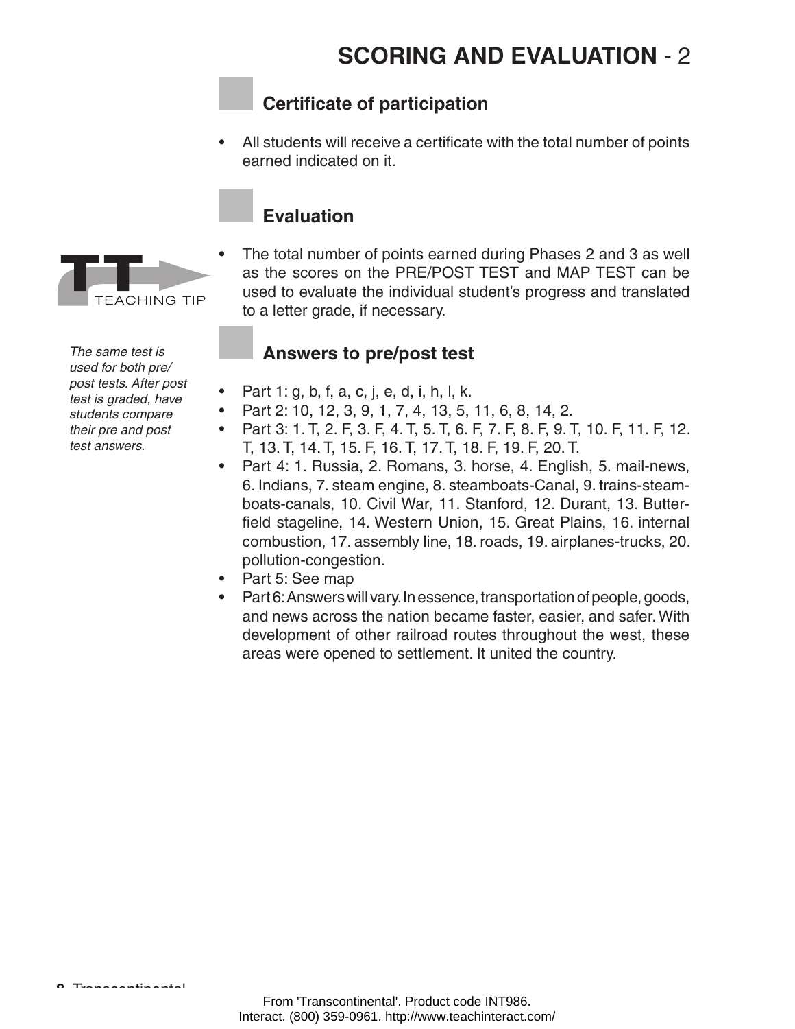# SCORING AND EVALUATION - 2

## Certificate of participation

- All students will receive a certificate with the total number of points earned indicated on it.

## Evaluation

- The total number of points earned during Phases 2 and 3 as well as the scores on the PRE/POST TEST and MAP TEST can be used to evaluate the individual student's progress and translated to a letter grade, if necessary.

TEACHING TIP

*The same test is used for both pre/post tests. After post test is graded, have students compare their pre and post test answers.*

## Answers to pre/post test

- Part 1: g, b, f, a, c, j, e, d, i, h, l, k.
- Part 2: 10, 12, 3, 9, 1, 7, 4, 13, 5, 11, 6, 8, 14, 2.
- Part 3: 1. T, 2. F, 3. F, 4. T, 5. T, 6. F, 7. F, 8. F, 9. T, 10. F, 11. F, 12. T, 13. T, 14. T, 15. F, 16. T, 17. T, 18. F, 19. F, 20. T.
- Part 4: 1. Russia, 2. Romans, 3. horse, 4. English, 5. mail-news, 6. Indians, 7. steam engine, 8. steamboats-Canal, 9. trains-steamboats-canals, 10. Civil War, 11. Stanford, 12. Durant, 13. Butterfield stageline, 14. Western Union, 15. Great Plains, 16. internal combustion, 17. assembly line, 18. roads, 19. airplanes-trucks, 20. pollution-congestion.
- Part 5: See map
- Part 6: Answers will vary. In essence, transportation of people, goods, and news across the nation became faster, easier, and safer. With development of other railroad routes throughout the west, these areas were opened to settlement. It united the country.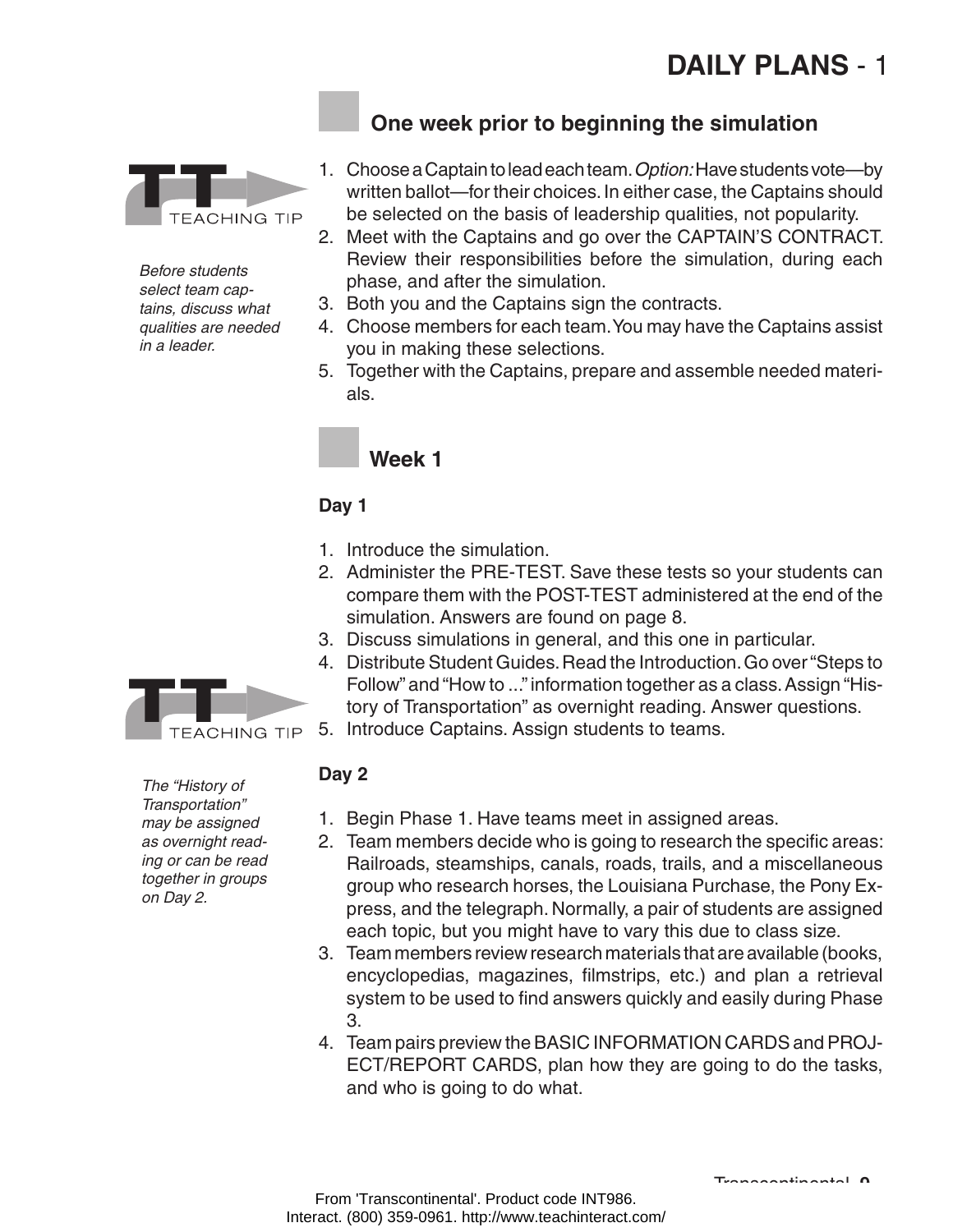# DAILY PLANS - 1

## One week prior to beginning the simulation

TEACHING TIP

*Before students select team captains, discuss what qualities are needed in a leader.*

1. Choose a Captain to lead each team. *Option:* Have students vote—by written ballot—for their choices. In either case, the Captains should be selected on the basis of leadership qualities, not popularity.
2. Meet with the Captains and go over the CAPTAIN'S CONTRACT. Review their responsibilities before the simulation, during each phase, and after the simulation.
3. Both you and the Captains sign the contracts.
4. Choose members for each team. You may have the Captains assist you in making these selections.
5. Together with the Captains, prepare and assemble needed materials.

## Week 1

### Day 1

1. Introduce the simulation.
2. Administer the PRE-TEST. Save these tests so your students can compare them with the POST-TEST administered at the end of the simulation. Answers are found on page 8.
3. Discuss simulations in general, and this one in particular.
4. Distribute Student Guides. Read the Introduction. Go over "Steps to Follow" and "How to ..." information together as a class. Assign "History of Transportation" as overnight reading. Answer questions.
5. Introduce Captains. Assign students to teams.

TEACHING TIP

*The "History of Transportation" may be assigned as overnight reading or can be read together in groups on Day 2.*

### Day 2

1. Begin Phase 1. Have teams meet in assigned areas.
2. Team members decide who is going to research the specific areas: Railroads, steamships, canals, roads, trails, and a miscellaneous group who research horses, the Louisiana Purchase, the Pony Express, and the telegraph. Normally, a pair of students are assigned each topic, but you might have to vary this due to class size.
3. Team members review research materials that are available (books, encyclopedias, magazines, filmstrips, etc.) and plan a retrieval system to be used to find answers quickly and easily during Phase 3.
4. Team pairs preview the BASIC INFORMATION CARDS and PROJECT/REPORT CARDS, plan how they are going to do the tasks, and who is going to do what.

From 'Transcontinental'. Product code INT986.
Interact. (800) 359-0961. http://www.teachinteract.com/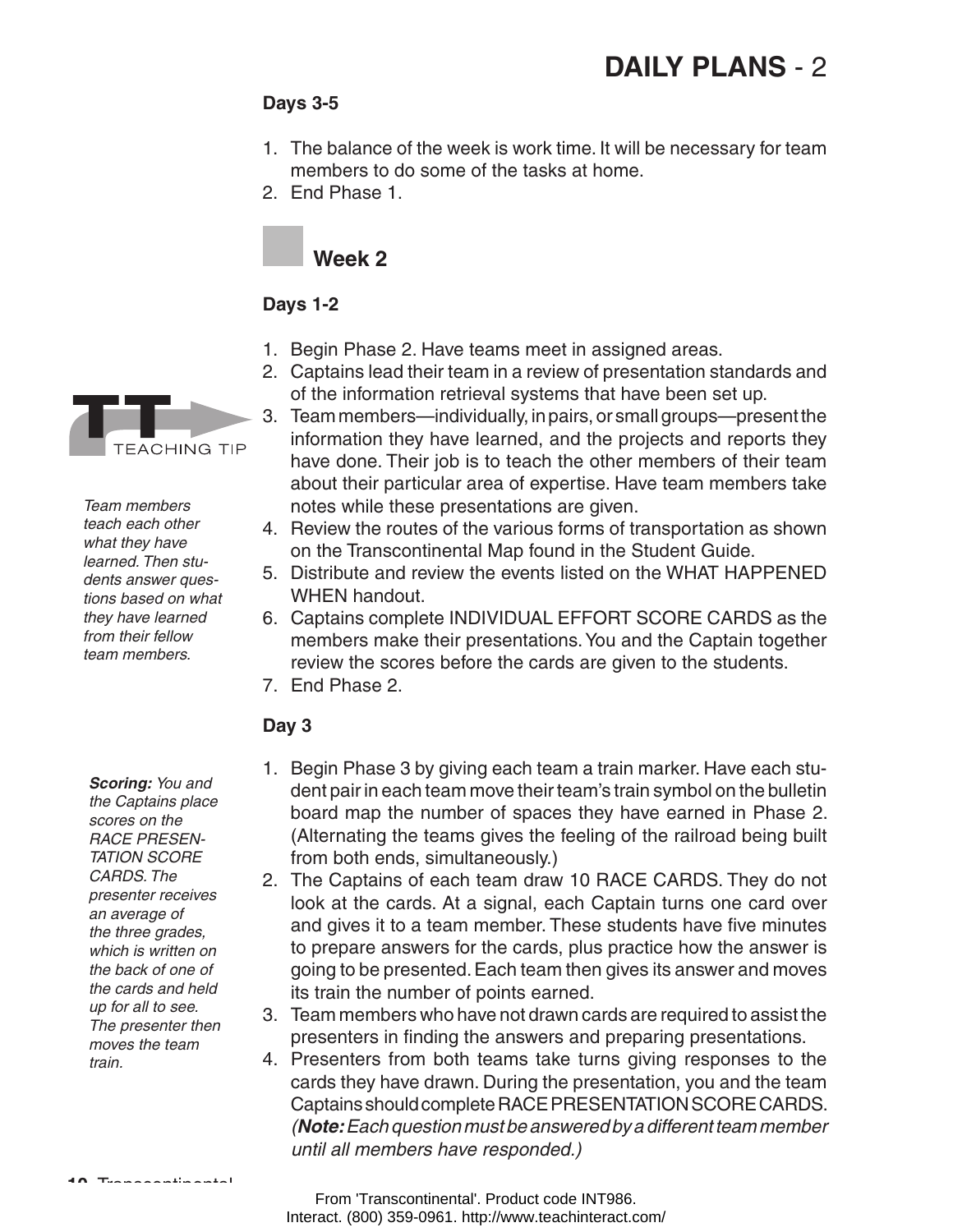## DAILY PLANS - 2

**Days 3-5**

1. The balance of the week is work time. It will be necessary for team members to do some of the tasks at home.
2. End Phase 1.

### Week 2

**Days 1-2**

1. Begin Phase 2. Have teams meet in assigned areas.
2. Captains lead their team in a review of presentation standards and of the information retrieval systems that have been set up.
3. Team members—individually, in pairs, or small groups—present the information they have learned, and the projects and reports they have done. Their job is to teach the other members of their team about their particular area of expertise. Have team members take notes while these presentations are given.
4. Review the routes of the various forms of transportation as shown on the Transcontinental Map found in the Student Guide.
5. Distribute and review the events listed on the WHAT HAPPENED WHEN handout.
6. Captains complete INDIVIDUAL EFFORT SCORE CARDS as the members make their presentations. You and the Captain together review the scores before the cards are given to the students.
7. End Phase 2.

TEACHING TIP

*Team members teach each other what they have learned. Then students answer questions based on what they have learned from their fellow team members.*

**Day 3**

1. Begin Phase 3 by giving each team a train marker. Have each student pair in each team move their team's train symbol on the bulletin board map the number of spaces they have earned in Phase 2. (Alternating the teams gives the feeling of the railroad being built from both ends, simultaneously.)
2. The Captains of each team draw 10 RACE CARDS. They do not look at the cards. At a signal, each Captain turns one card over and gives it to a team member. These students have five minutes to prepare answers for the cards, plus practice how the answer is going to be presented. Each team then gives its answer and moves its train the number of points earned.
3. Team members who have not drawn cards are required to assist the presenters in finding the answers and preparing presentations.
4. Presenters from both teams take turns giving responses to the cards they have drawn. During the presentation, you and the team Captains should complete RACE PRESENTATION SCORE CARDS. (***Note:*** *Each question must be answered by a different team member until all members have responded.)*

***Scoring:*** *You and the Captains place scores on the RACE PRESENTATION SCORE CARDS. The presenter receives an average of the three grades, which is written on the back of one of the cards and held up for all to see. The presenter then moves the team train.*

From 'Transcontinental'. Product code INT986.
Interact. (800) 359-0961. http://www.teachinteract.com/